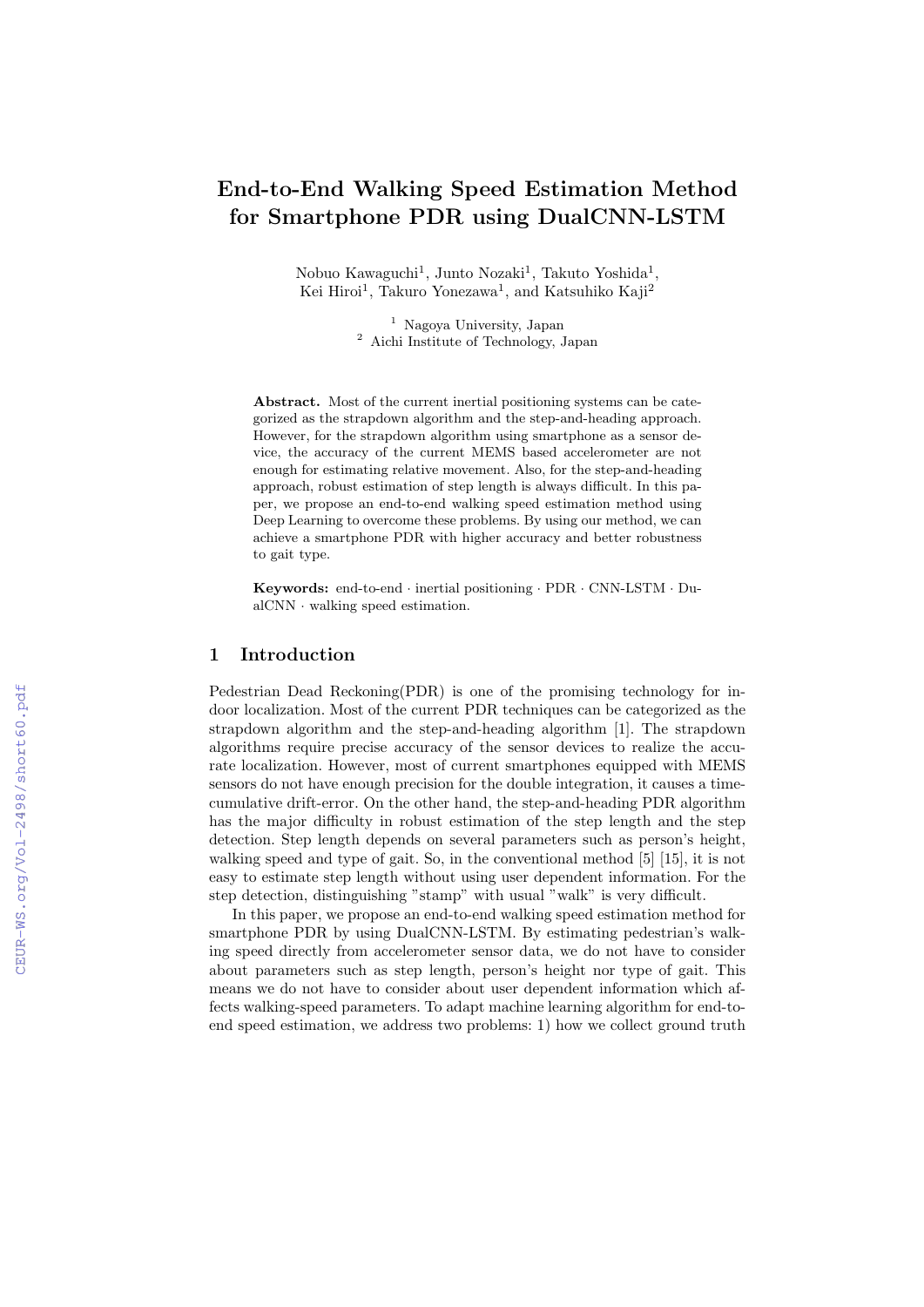# End-to-End Walking Speed Estimation Method for Smartphone PDR using DualCNN-LSTM

Nobuo Kawaguchi[1], Junto Nozaki[1], Takuto Yoshida[1], Kei Hiroi[1], Takuro Yonezawa[1], and Katsuhiko Kaji[2]

[1] Nagoya University, Japan
[2] Aichi Institute of Technology, Japan

**Abstract.** Most of the current inertial positioning systems can be categorized as the strapdown algorithm and the step-and-heading approach. However, for the strapdown algorithm using smartphone as a sensor device, the accuracy of the current MEMS based accelerometer are not enough for estimating relative movement. Also, for the step-and-heading approach, robust estimation of step length is always difficult. In this paper, we propose an end-to-end walking speed estimation method using Deep Learning to overcome these problems. By using our method, we can achieve a smartphone PDR with higher accuracy and better robustness to gait type.

**Keywords:** end-to-end · inertial positioning · PDR · CNN-LSTM · DualCNN · walking speed estimation.

## 1 Introduction

Pedestrian Dead Reckoning(PDR) is one of the promising technology for indoor localization. Most of the current PDR techniques can be categorized as the strapdown algorithm and the step-and-heading algorithm [1]. The strapdown algorithms require precise accuracy of the sensor devices to realize the accurate localization. However, most of current smartphones equipped with MEMS sensors do not have enough precision for the double integration, it causes a time-cumulative drift-error. On the other hand, the step-and-heading PDR algorithm has the major difficulty in robust estimation of the step length and the step detection. Step length depends on several parameters such as person's height, walking speed and type of gait. So, in the conventional method [5] [15], it is not easy to estimate step length without using user dependent information. For the step detection, distinguishing "stamp" with usual "walk" is very difficult.

In this paper, we propose an end-to-end walking speed estimation method for smartphone PDR by using DualCNN-LSTM. By estimating pedestrian's walking speed directly from accelerometer sensor data, we do not have to consider about parameters such as step length, person's height nor type of gait. This means we do not have to consider about user dependent information which affects walking-speed parameters. To adapt machine learning algorithm for end-to-end speed estimation, we address two problems: 1) how we collect ground truth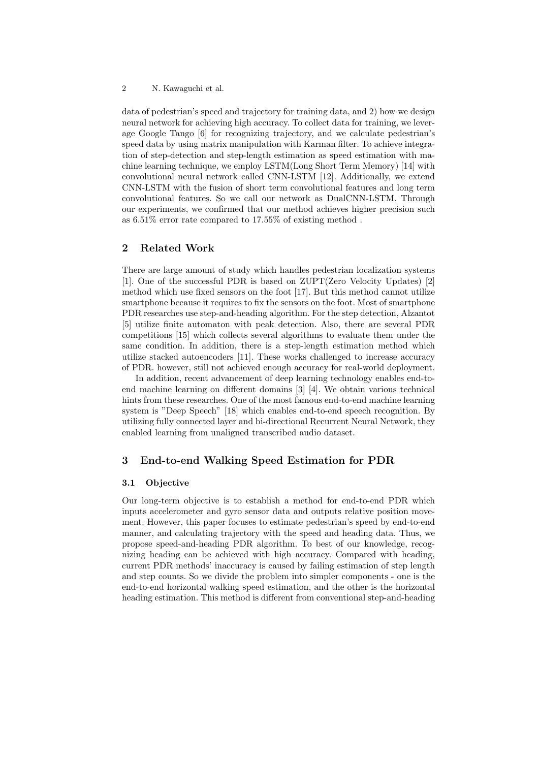data of pedestrian's speed and trajectory for training data, and 2) how we design neural network for achieving high accuracy. To collect data for training, we leverage Google Tango [6] for recognizing trajectory, and we calculate pedestrian's speed data by using matrix manipulation with Karman filter. To achieve integration of step-detection and step-length estimation as speed estimation with machine learning technique, we employ LSTM(Long Short Term Memory) [14] with convolutional neural network called CNN-LSTM [12]. Additionally, we extend CNN-LSTM with the fusion of short term convolutional features and long term convolutional features. So we call our network as DualCNN-LSTM. Through our experiments, we confirmed that our method achieves higher precision such as 6.51% error rate compared to 17.55% of existing method .

## 2 Related Work

There are large amount of study which handles pedestrian localization systems [1]. One of the successful PDR is based on ZUPT(Zero Velocity Updates) [2] method which use fixed sensors on the foot [17]. But this method cannot utilize smartphone because it requires to fix the sensors on the foot. Most of smartphone PDR researches use step-and-heading algorithm. For the step detection, Alzantot [5] utilize finite automaton with peak detection. Also, there are several PDR competitions [15] which collects several algorithms to evaluate them under the same condition. In addition, there is a step-length estimation method which utilize stacked autoencoders [11]. These works challenged to increase accuracy of PDR. however, still not achieved enough accuracy for real-world deployment.

In addition, recent advancement of deep learning technology enables end-to-end machine learning on different domains [3] [4]. We obtain various technical hints from these researches. One of the most famous end-to-end machine learning system is "Deep Speech" [18] which enables end-to-end speech recognition. By utilizing fully connected layer and bi-directional Recurrent Neural Network, they enabled learning from unaligned transcribed audio dataset.

## 3 End-to-end Walking Speed Estimation for PDR

### 3.1 Objective

Our long-term objective is to establish a method for end-to-end PDR which inputs accelerometer and gyro sensor data and outputs relative position movement. However, this paper focuses to estimate pedestrian's speed by end-to-end manner, and calculating trajectory with the speed and heading data. Thus, we propose speed-and-heading PDR algorithm. To best of our knowledge, recognizing heading can be achieved with high accuracy. Compared with heading, current PDR methods' inaccuracy is caused by failing estimation of step length and step counts. So we divide the problem into simpler components - one is the end-to-end horizontal walking speed estimation, and the other is the horizontal heading estimation. This method is different from conventional step-and-heading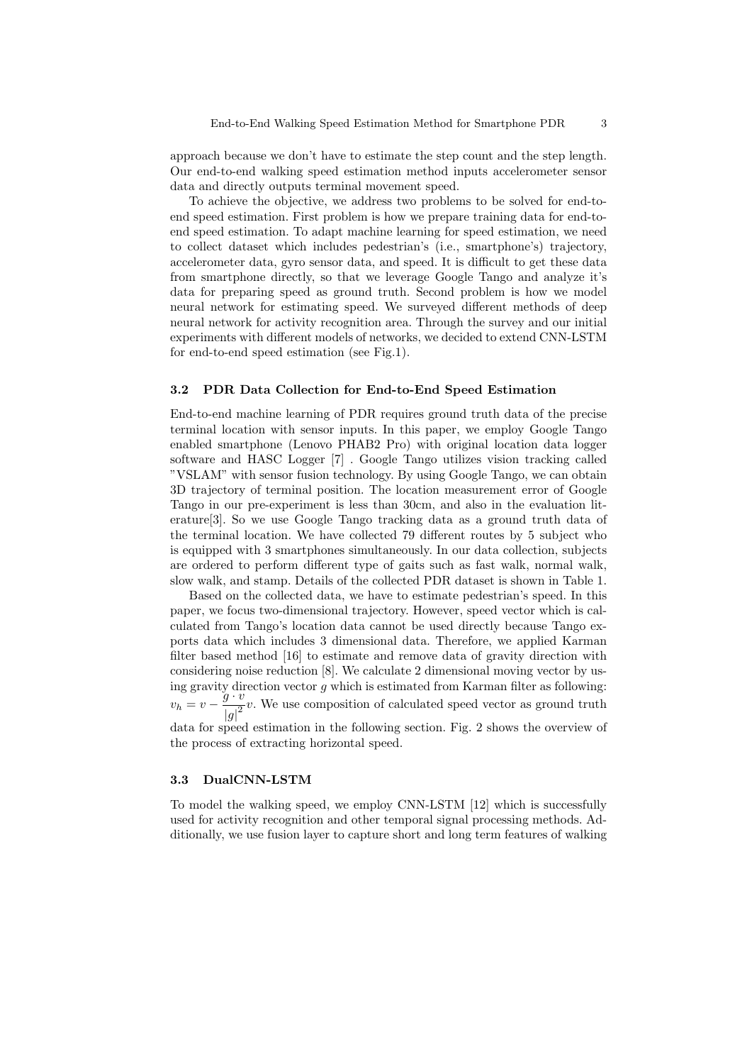approach because we don't have to estimate the step count and the step length. Our end-to-end walking speed estimation method inputs accelerometer sensor data and directly outputs terminal movement speed.

To achieve the objective, we address two problems to be solved for end-to-end speed estimation. First problem is how we prepare training data for end-to-end speed estimation. To adapt machine learning for speed estimation, we need to collect dataset which includes pedestrian's (i.e., smartphone's) trajectory, accelerometer data, gyro sensor data, and speed. It is difficult to get these data from smartphone directly, so that we leverage Google Tango and analyze it's data for preparing speed as ground truth. Second problem is how we model neural network for estimating speed. We surveyed different methods of deep neural network for activity recognition area. Through the survey and our initial experiments with different models of networks, we decided to extend CNN-LSTM for end-to-end speed estimation (see Fig.1).

### 3.2 PDR Data Collection for End-to-End Speed Estimation

End-to-end machine learning of PDR requires ground truth data of the precise terminal location with sensor inputs. In this paper, we employ Google Tango enabled smartphone (Lenovo PHAB2 Pro) with original location data logger software and HASC Logger [7] . Google Tango utilizes vision tracking called "VSLAM" with sensor fusion technology. By using Google Tango, we can obtain 3D trajectory of terminal position. The location measurement error of Google Tango in our pre-experiment is less than 30cm, and also in the evaluation literature[3]. So we use Google Tango tracking data as a ground truth data of the terminal location. We have collected 79 different routes by 5 subject who is equipped with 3 smartphones simultaneously. In our data collection, subjects are ordered to perform different type of gaits such as fast walk, normal walk, slow walk, and stamp. Details of the collected PDR dataset is shown in Table 1.

Based on the collected data, we have to estimate pedestrian's speed. In this paper, we focus two-dimensional trajectory. However, speed vector which is calculated from Tango's location data cannot be used directly because Tango exports data which includes 3 dimensional data. Therefore, we applied Karman filter based method [16] to estimate and remove data of gravity direction with considering noise reduction [8]. We calculate 2 dimensional moving vector by using gravity direction vector $g$ which is estimated from Karman filter as following: $v_h = v - \frac{g \cdot v}{|g|^2} v$. We use composition of calculated speed vector as ground truth data for speed estimation in the following section. Fig. 2 shows the overview of the process of extracting horizontal speed.

### 3.3 DualCNN-LSTM

To model the walking speed, we employ CNN-LSTM [12] which is successfully used for activity recognition and other temporal signal processing methods. Additionally, we use fusion layer to capture short and long term features of walking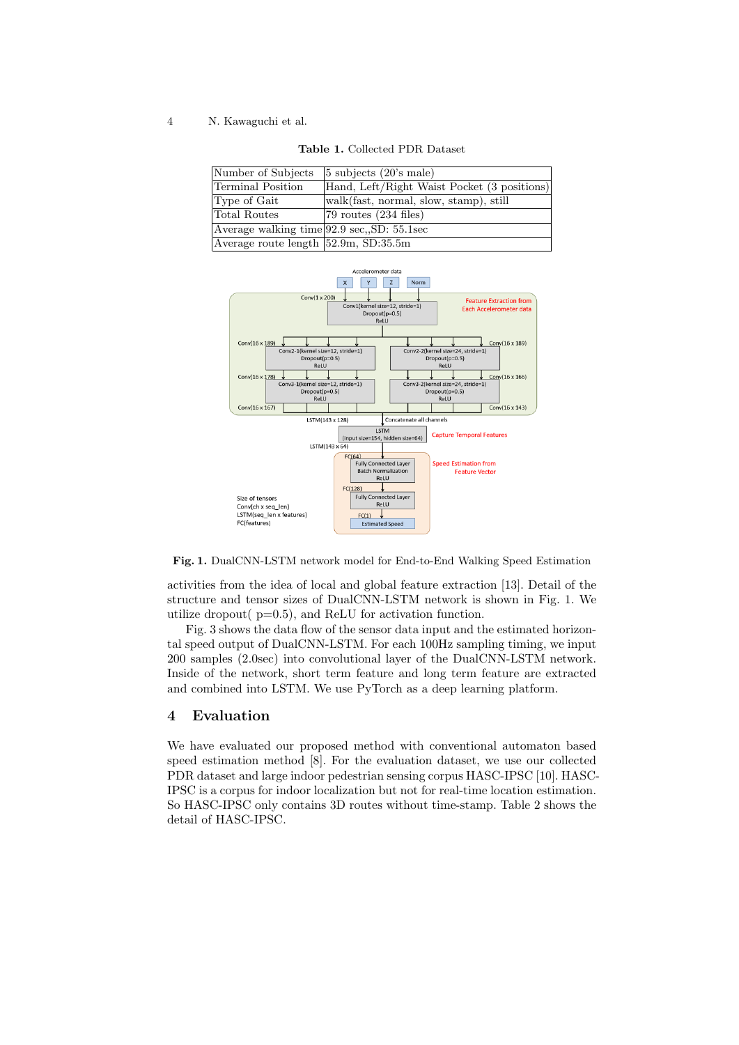**Table 1.** Collected PDR Dataset

| | |
|---|---|
| Number of Subjects | 5 subjects (20's male) |
| Terminal Position | Hand, Left/Right Waist Pocket (3 positions) |
| Type of Gait | walk(fast, normal, slow, stamp), still |
| Total Routes | 79 routes (234 files) |
| Average walking time | 92.9 sec,,SD: 55.1sec |
| Average route length | 52.9m, SD:35.5m |

**Fig. 1.** DualCNN-LSTM network model for End-to-End Walking Speed Estimation

activities from the idea of local and global feature extraction [13]. Detail of the structure and tensor sizes of DualCNN-LSTM network is shown in Fig. 1. We utilize dropout( p=0.5), and ReLU for activation function.

Fig. 3 shows the data flow of the sensor data input and the estimated horizontal speed output of DualCNN-LSTM. For each 100Hz sampling timing, we input 200 samples (2.0sec) into convolutional layer of the DualCNN-LSTM network. Inside of the network, short term feature and long term feature are extracted and combined into LSTM. We use PyTorch as a deep learning platform.

## 4 Evaluation

We have evaluated our proposed method with conventional automaton based speed estimation method [8]. For the evaluation dataset, we use our collected PDR dataset and large indoor pedestrian sensing corpus HASC-IPSC [10]. HASC-IPSC is a corpus for indoor localization but not for real-time location estimation. So HASC-IPSC only contains 3D routes without time-stamp. Table 2 shows the detail of HASC-IPSC.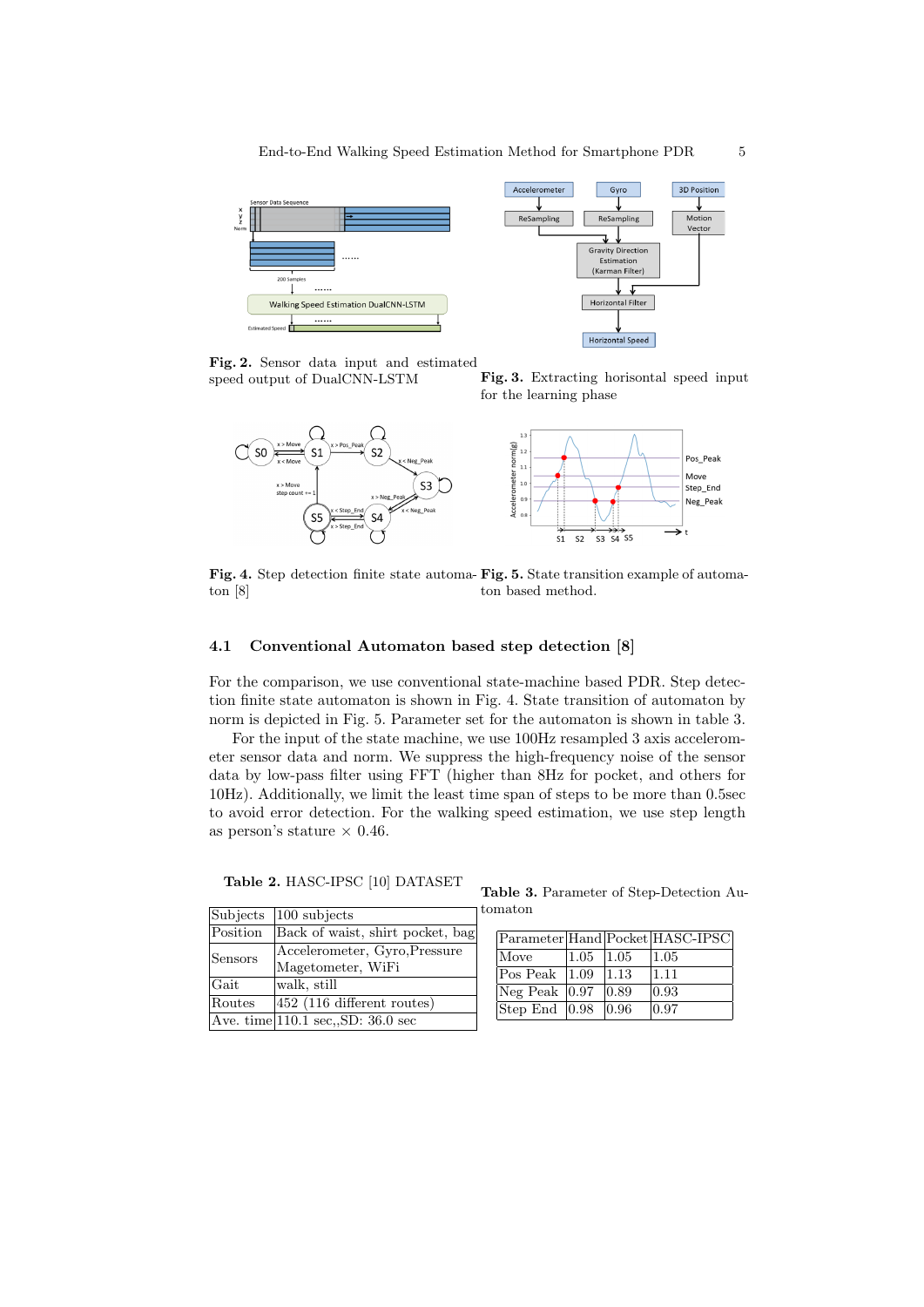Fig. 2. Sensor data input and estimated speed output of DualCNN-LSTM

Fig. 3. Extracting horisontal speed input for the learning phase

Fig. 4. Step detection finite state automaton [8]

Fig. 5. State transition example of automaton based method.

### 4.1 Conventional Automaton based step detection [8]

For the comparison, we use conventional state-machine based PDR. Step detection finite state automaton is shown in Fig. 4. State transition of automaton by norm is depicted in Fig. 5. Parameter set for the automaton is shown in table 3.

For the input of the state machine, we use 100Hz resampled 3 axis accelerometer sensor data and norm. We suppress the high-frequency noise of the sensor data by low-pass filter using FFT (higher than 8Hz for pocket, and others for 10Hz). Additionally, we limit the least time span of steps to be more than 0.5sec to avoid error detection. For the walking speed estimation, we use step length as person's stature $\times$ 0.46.

**Table 2.** HASC-IPSC [10] DATASET

| Subjects | 100 subjects |
|---|---|
| Position | Back of waist, shirt pocket, bag |
| Sensors | Accelerometer, Gyro,Pressure Magetometer, WiFi |
| Gait | walk, still |
| Routes | 452 (116 different routes) |
| Ave. time | 110.1 sec,,SD: 36.0 sec |

**Table 3.** Parameter of Step-Detection Automaton

| Parameter | Hand | Pocket | HASC-IPSC |
|---|---|---|---|
| Move | 1.05 | 1.05 | 1.05 |
| Pos Peak | 1.09 | 1.13 | 1.11 |
| Neg Peak | 0.97 | 0.89 | 0.93 |
| Step End | 0.98 | 0.96 | 0.97 |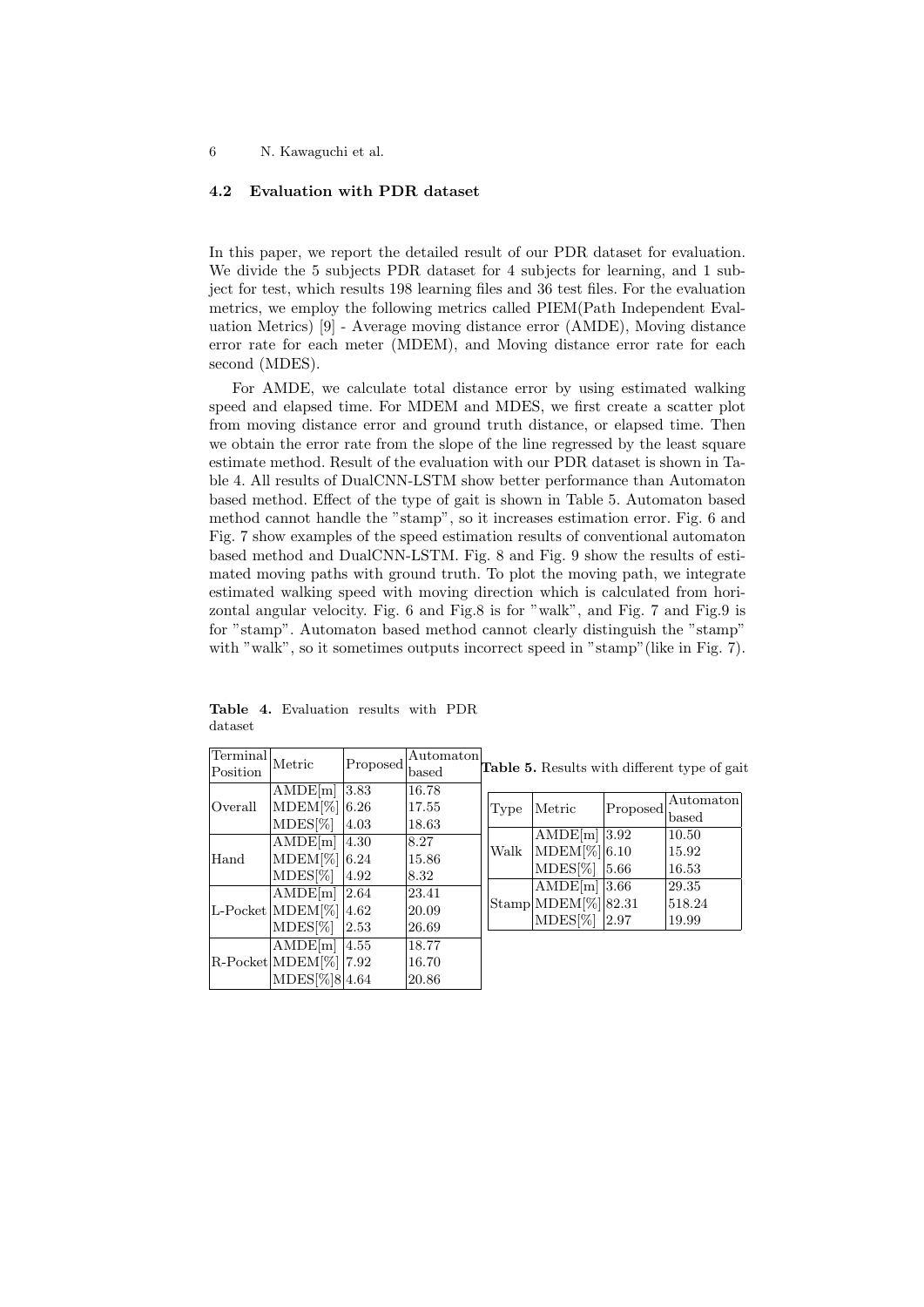### 4.2 Evaluation with PDR dataset

In this paper, we report the detailed result of our PDR dataset for evaluation. We divide the 5 subjects PDR dataset for 4 subjects for learning, and 1 subject for test, which results 198 learning files and 36 test files. For the evaluation metrics, we employ the following metrics called PIEM(Path Independent Evaluation Metrics) [9] - Average moving distance error (AMDE), Moving distance error rate for each meter (MDEM), and Moving distance error rate for each second (MDES).

For AMDE, we calculate total distance error by using estimated walking speed and elapsed time. For MDEM and MDES, we first create a scatter plot from moving distance error and ground truth distance, or elapsed time. Then we obtain the error rate from the slope of the line regressed by the least square estimate method. Result of the evaluation with our PDR dataset is shown in Table 4. All results of DualCNN-LSTM show better performance than Automaton based method. Effect of the type of gait is shown in Table 5. Automaton based method cannot handle the "stamp", so it increases estimation error. Fig. 6 and Fig. 7 show examples of the speed estimation results of conventional automaton based method and DualCNN-LSTM. Fig. 8 and Fig. 9 show the results of estimated moving paths with ground truth. To plot the moving path, we integrate estimated walking speed with moving direction which is calculated from horizontal angular velocity. Fig. 6 and Fig.8 is for "walk", and Fig. 7 and Fig.9 is for "stamp". Automaton based method cannot clearly distinguish the "stamp" with "walk", so it sometimes outputs incorrect speed in "stamp"(like in Fig. 7).

**Table 4.** Evaluation results with PDR dataset

| Terminal Position | Metric | Proposed | Automaton based |
|---|---|---|---|
| Overall | AMDE[m] | 3.83 | 16.78 |
| | MDEM[%] | 6.26 | 17.55 |
| | MDES[%] | 4.03 | 18.63 |
| Hand | AMDE[m] | 4.30 | 8.27 |
| | MDEM[%] | 6.24 | 15.86 |
| | MDES[%] | 4.92 | 8.32 |
| L-Pocket | AMDE[m] | 2.64 | 23.41 |
| | MDEM[%] | 4.62 | 20.09 |
| | MDES[%] | 2.53 | 26.69 |
| R-Pocket | AMDE[m] | 4.55 | 18.77 |
| | MDEM[%] | 7.92 | 16.70 |
| | MDES[%]8 | 4.64 | 20.86 |

**Table 5.** Results with different type of gait

| Type | Metric | Proposed | Automaton based |
|---|---|---|---|
| Walk | AMDE[m] | 3.92 | 10.50 |
| | MDEM[%] | 6.10 | 15.92 |
| | MDES[%] | 5.66 | 16.53 |
| Stamp | AMDE[m] | 3.66 | 29.35 |
| | MDEM[%] | 82.31 | 518.24 |
| | MDES[%] | 2.97 | 19.99 |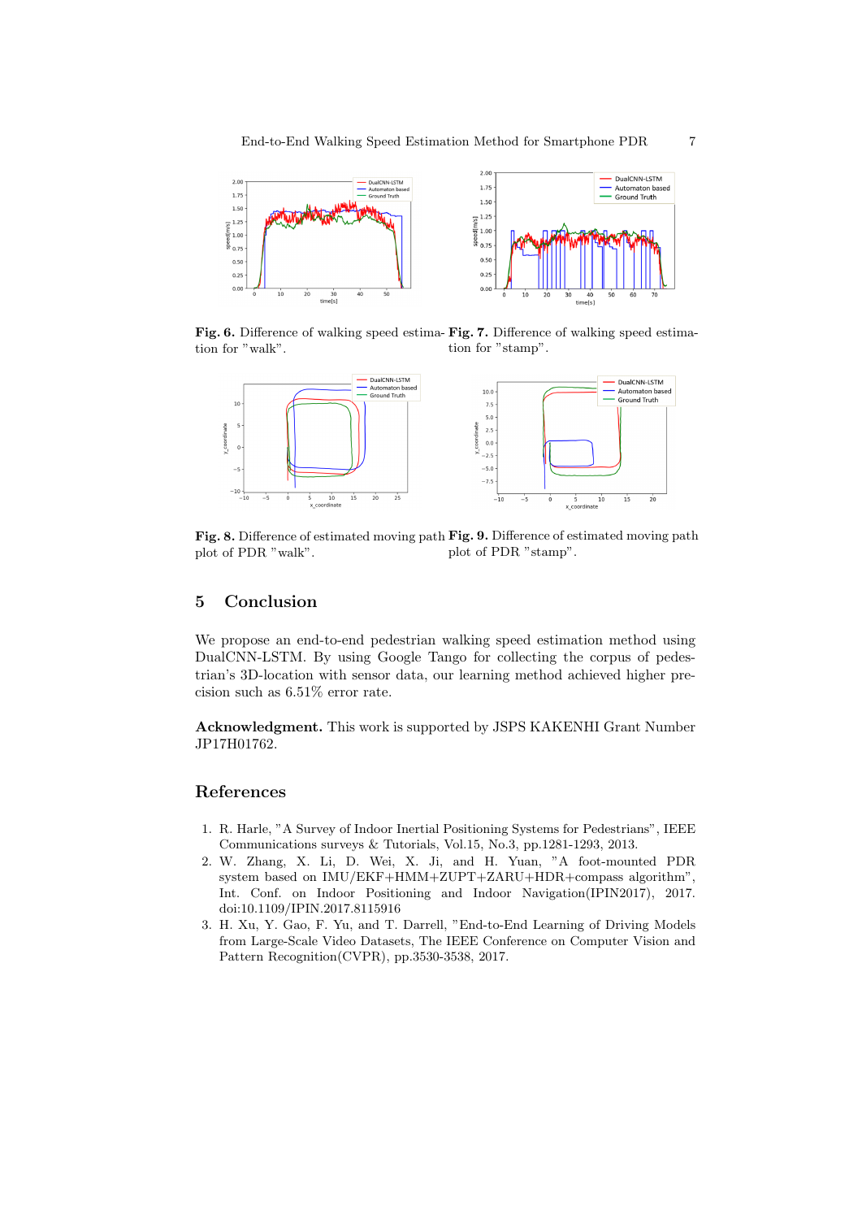**Fig. 6.** Difference of walking speed estimation for "walk".

**Fig. 7.** Difference of walking speed estimation for "stamp".

**Fig. 8.** Difference of estimated moving path plot of PDR "walk".

**Fig. 9.** Difference of estimated moving path plot of PDR "stamp".

## 5 Conclusion

We propose an end-to-end pedestrian walking speed estimation method using DualCNN-LSTM. By using Google Tango for collecting the corpus of pedestrian's 3D-location with sensor data, our learning method achieved higher precision such as 6.51% error rate.

**Acknowledgment.** This work is supported by JSPS KAKENHI Grant Number JP17H01762.

## References

1. R. Harle, "A Survey of Indoor Inertial Positioning Systems for Pedestrians", IEEE Communications surveys & Tutorials, Vol.15, No.3, pp.1281-1293, 2013.
2. W. Zhang, X. Li, D. Wei, X. Ji, and H. Yuan, "A foot-mounted PDR system based on IMU/EKF+HMM+ZUPT+ZARU+HDR+compass algorithm", Int. Conf. on Indoor Positioning and Indoor Navigation(IPIN2017), 2017. doi:10.1109/IPIN.2017.8115916
3. H. Xu, Y. Gao, F. Yu, and T. Darrell, "End-to-End Learning of Driving Models from Large-Scale Video Datasets, The IEEE Conference on Computer Vision and Pattern Recognition(CVPR), pp.3530-3538, 2017.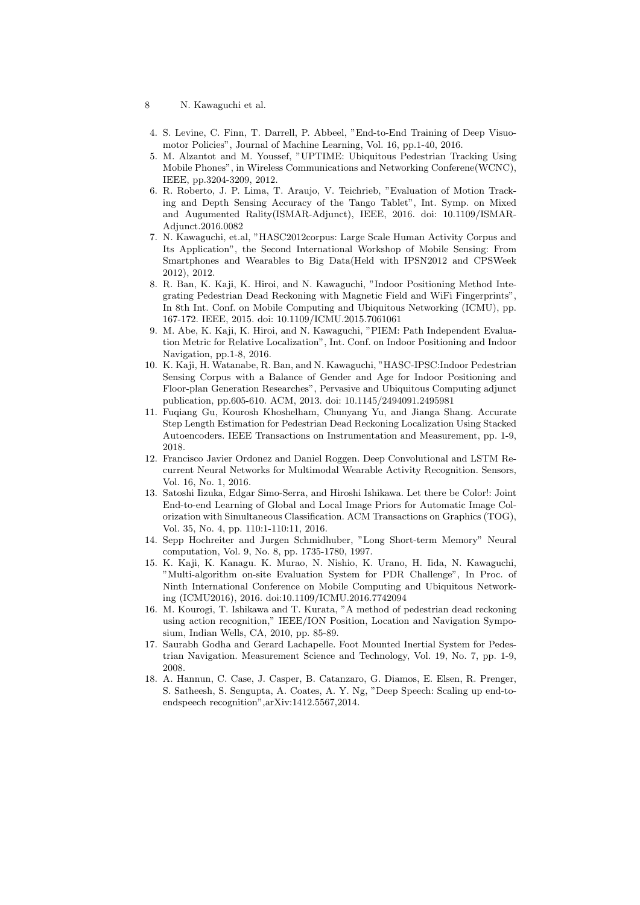4. S. Levine, C. Finn, T. Darrell, P. Abbeel, "End-to-End Training of Deep Visuomotor Policies", Journal of Machine Learning, Vol. 16, pp.1-40, 2016.
5. M. Alzantot and M. Youssef, "UPTIME: Ubiquitous Pedestrian Tracking Using Mobile Phones", in Wireless Communications and Networking Conferene(WCNC), IEEE, pp.3204-3209, 2012.
6. R. Roberto, J. P. Lima, T. Araujo, V. Teichrieb, "Evaluation of Motion Tracking and Depth Sensing Accuracy of the Tango Tablet", Int. Symp. on Mixed and Augumented Rality(ISMAR-Adjunct), IEEE, 2016. doi: 10.1109/ISMAR-Adjunct.2016.0082
7. N. Kawaguchi, et.al, "HASC2012corpus: Large Scale Human Activity Corpus and Its Application", the Second International Workshop of Mobile Sensing: From Smartphones and Wearables to Big Data(Held with IPSN2012 and CPSWeek 2012), 2012.
8. R. Ban, K. Kaji, K. Hiroi, and N. Kawaguchi, "Indoor Positioning Method Integrating Pedestrian Dead Reckoning with Magnetic Field and WiFi Fingerprints", In 8th Int. Conf. on Mobile Computing and Ubiquitous Networking (ICMU), pp. 167-172. IEEE, 2015. doi: 10.1109/ICMU.2015.7061061
9. M. Abe, K. Kaji, K. Hiroi, and N. Kawaguchi, "PIEM: Path Independent Evaluation Metric for Relative Localization", Int. Conf. on Indoor Positioning and Indoor Navigation, pp.1-8, 2016.
10. K. Kaji, H. Watanabe, R. Ban, and N. Kawaguchi, "HASC-IPSC:Indoor Pedestrian Sensing Corpus with a Balance of Gender and Age for Indoor Positioning and Floor-plan Generation Researches", Pervasive and Ubiquitous Computing adjunct publication, pp.605-610. ACM, 2013. doi: 10.1145/2494091.2495981
11. Fuqiang Gu, Kourosh Khoshelham, Chunyang Yu, and Jianga Shang. Accurate Step Length Estimation for Pedestrian Dead Reckoning Localization Using Stacked Autoencoders. IEEE Transactions on Instrumentation and Measurement, pp. 1-9, 2018.
12. Francisco Javier Ordonez and Daniel Roggen. Deep Convolutional and LSTM Recurrent Neural Networks for Multimodal Wearable Activity Recognition. Sensors, Vol. 16, No. 1, 2016.
13. Satoshi Iizuka, Edgar Simo-Serra, and Hiroshi Ishikawa. Let there be Color!: Joint End-to-end Learning of Global and Local Image Priors for Automatic Image Colorization with Simultaneous Classification. ACM Transactions on Graphics (TOG), Vol. 35, No. 4, pp. 110:1-110:11, 2016.
14. Sepp Hochreiter and Jurgen Schmidhuber, "Long Short-term Memory" Neural computation, Vol. 9, No. 8, pp. 1735-1780, 1997.
15. K. Kaji, K. Kanagu. K. Murao, N. Nishio, K. Urano, H. Iida, N. Kawaguchi, "Multi-algorithm on-site Evaluation System for PDR Challenge", In Proc. of Ninth International Conference on Mobile Computing and Ubiquitous Networking (ICMU2016), 2016. doi:10.1109/ICMU.2016.7742094
16. M. Kourogi, T. Ishikawa and T. Kurata, "A method of pedestrian dead reckoning using action recognition," IEEE/ION Position, Location and Navigation Symposium, Indian Wells, CA, 2010, pp. 85-89.
17. Saurabh Godha and Gerard Lachapelle. Foot Mounted Inertial System for Pedestrian Navigation. Measurement Science and Technology, Vol. 19, No. 7, pp. 1-9, 2008.
18. A. Hannun, C. Case, J. Casper, B. Catanzaro, G. Diamos, E. Elsen, R. Prenger, S. Satheesh, S. Sengupta, A. Coates, A. Y. Ng, "Deep Speech: Scaling up end-to-endspeech recognition",arXiv:1412.5567,2014.